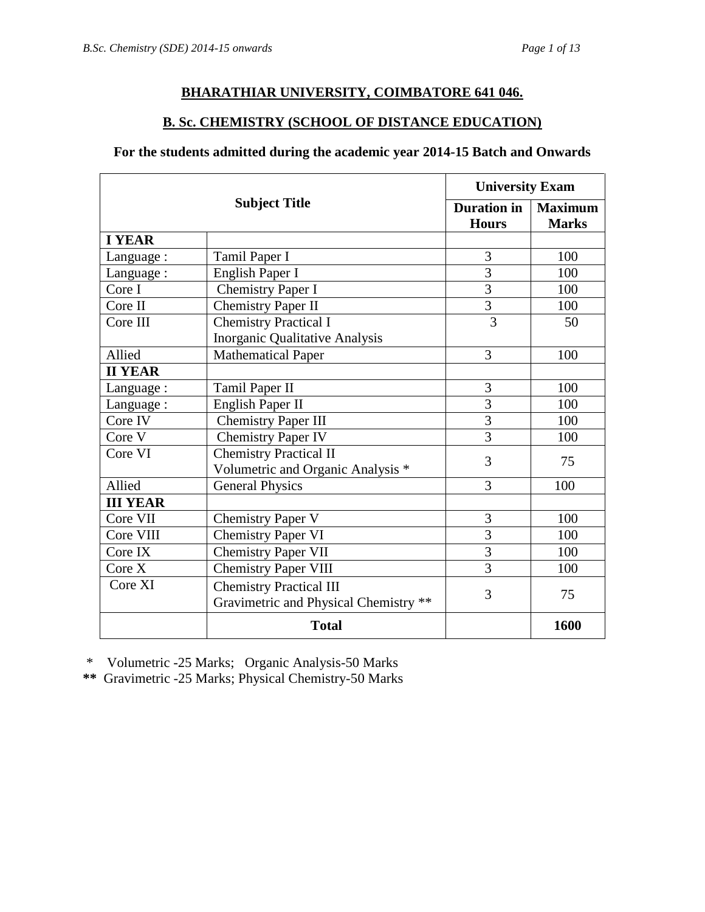## BHARATHIAR UNIVERSITY, COIMBATORE 641 046.

## B. Sc. CHEMISTRY (SCHOOL OF DISTANCE EDUCATION)

### For the students admitted during the academic year 2014-15 Batch and Onwards

| Subject Title | | University Exam | |
|---|---|---|---|
| | | Duration in Hours | Maximum Marks |
| **I YEAR** | | | |
| Language : | Tamil Paper I | 3 | 100 |
| Language : | English Paper I | 3 | 100 |
| Core I | Chemistry Paper I | 3 | 100 |
| Core II | Chemistry Paper II | 3 | 100 |
| Core III | Chemistry Practical I<br>Inorganic Qualitative Analysis | 3 | 50 |
| Allied | Mathematical Paper | 3 | 100 |
| **II YEAR** | | | |
| Language : | Tamil Paper II | 3 | 100 |
| Language : | English Paper II | 3 | 100 |
| Core IV | Chemistry Paper III | 3 | 100 |
| Core V | Chemistry Paper IV | 3 | 100 |
| Core VI | Chemistry Practical II<br>Volumetric and Organic Analysis * | 3 | 75 |
| Allied | General Physics | 3 | 100 |
| **III YEAR** | | | |
| Core VII | Chemistry Paper V | 3 | 100 |
| Core VIII | Chemistry Paper VI | 3 | 100 |
| Core IX | Chemistry Paper VII | 3 | 100 |
| Core X | Chemistry Paper VIII | 3 | 100 |
| Core XI | Chemistry Practical III<br>Gravimetric and Physical Chemistry ** | 3 | 75 |
| | **Total** | | **1600** |

\* Volumetric -25 Marks; Organic Analysis-50 Marks

**\*\*** Gravimetric -25 Marks; Physical Chemistry-50 Marks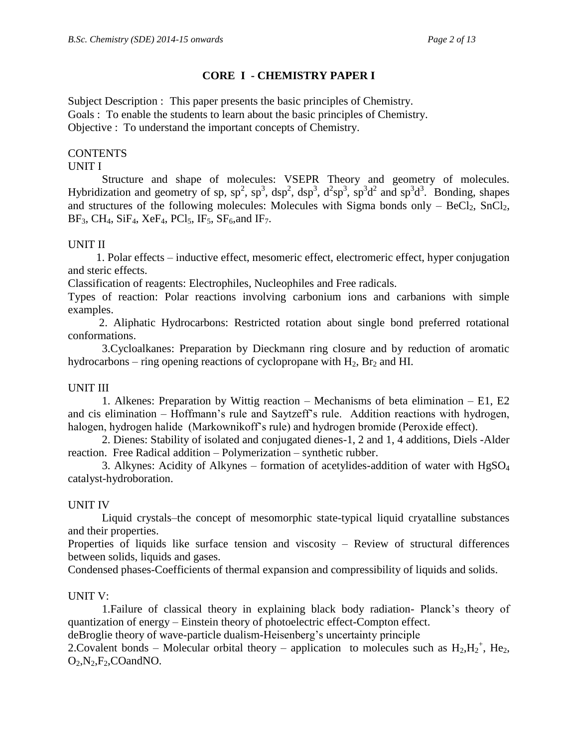## CORE I - CHEMISTRY PAPER I

Subject Description : This paper presents the basic principles of Chemistry.
Goals : To enable the students to learn about the basic principles of Chemistry.
Objective : To understand the important concepts of Chemistry.

CONTENTS

UNIT I

Structure and shape of molecules: VSEPR Theory and geometry of molecules. Hybridization and geometry of sp, $sp^2$, $sp^3$, $dsp^2$, $dsp^3$, $d^2sp^3$, $sp^3d^2$ and $sp^3d^3$. Bonding, shapes and structures of the following molecules: Molecules with Sigma bonds only – $BeCl_2$, $SnCl_2$, $BF_3$, $CH_4$, $SiF_4$, $XeF_4$, $PCl_5$, $IF_5$, $SF_6$,and $IF_7$.

UNIT II

1. Polar effects – inductive effect, mesomeric effect, electromeric effect, hyper conjugation and steric effects.

Classification of reagents: Electrophiles, Nucleophiles and Free radicals.

Types of reaction: Polar reactions involving carbonium ions and carbanions with simple examples.

2. Aliphatic Hydrocarbons: Restricted rotation about single bond preferred rotational conformations.

3.Cycloalkanes: Preparation by Dieckmann ring closure and by reduction of aromatic hydrocarbons – ring opening reactions of cyclopropane with $H_2$, $Br_2$ and HI.

UNIT III

1. Alkenes: Preparation by Wittig reaction – Mechanisms of beta elimination – E1, E2 and cis elimination – Hoffmann's rule and Saytzeff's rule. Addition reactions with hydrogen, halogen, hydrogen halide (Markownikoff's rule) and hydrogen bromide (Peroxide effect).

2. Dienes: Stability of isolated and conjugated dienes-1, 2 and 1, 4 additions, Diels -Alder reaction. Free Radical addition – Polymerization – synthetic rubber.

3. Alkynes: Acidity of Alkynes – formation of acetylides-addition of water with $HgSO_4$ catalyst-hydroboration.

UNIT IV

Liquid crystals–the concept of mesomorphic state-typical liquid cryatalline substances and their properties.

Properties of liquids like surface tension and viscosity – Review of structural differences between solids, liquids and gases.

Condensed phases-Coefficients of thermal expansion and compressibility of liquids and solids.

UNIT V:

1.Failure of classical theory in explaining black body radiation- Planck's theory of quantization of energy – Einstein theory of photoelectric effect-Compton effect.

deBroglie theory of wave-particle dualism-Heisenberg's uncertainty principle

2.Covalent bonds – Molecular orbital theory – application to molecules such as $H_2$,$H_2^+$, $He_2$, $O_2$,$N_2$,$F_2$,COandNO.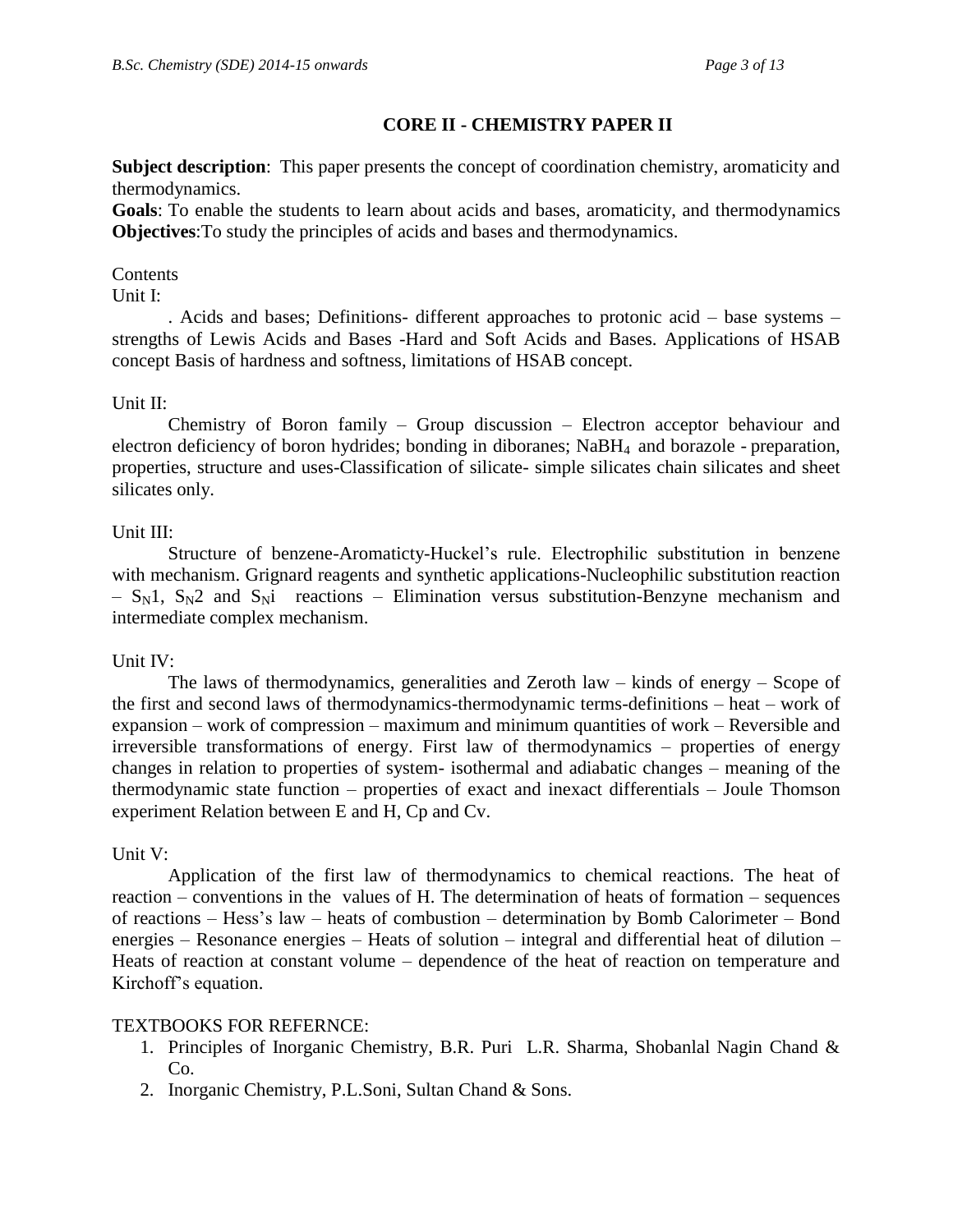## CORE II - CHEMISTRY PAPER II

**Subject description**: This paper presents the concept of coordination chemistry, aromaticity and thermodynamics.
**Goals**: To enable the students to learn about acids and bases, aromaticity, and thermodynamics
**Objectives**:To study the principles of acids and bases and thermodynamics.

Contents

Unit I:

. Acids and bases; Definitions- different approaches to protonic acid – base systems – strengths of Lewis Acids and Bases -Hard and Soft Acids and Bases. Applications of HSAB concept Basis of hardness and softness, limitations of HSAB concept.

Unit II:

Chemistry of Boron family – Group discussion – Electron acceptor behaviour and electron deficiency of boron hydrides; bonding in diboranes; $NaBH_4$ and borazole - preparation, properties, structure and uses-Classification of silicate- simple silicates chain silicates and sheet silicates only.

Unit III:

Structure of benzene-Aromaticty-Huckel's rule. Electrophilic substitution in benzene with mechanism. Grignard reagents and synthetic applications-Nucleophilic substitution reaction – $S_N1$, $S_N2$ and $S_Ni$ reactions – Elimination versus substitution-Benzyne mechanism and intermediate complex mechanism.

Unit IV:

The laws of thermodynamics, generalities and Zeroth law – kinds of energy – Scope of the first and second laws of thermodynamics-thermodynamic terms-definitions – heat – work of expansion – work of compression – maximum and minimum quantities of work – Reversible and irreversible transformations of energy. First law of thermodynamics – properties of energy changes in relation to properties of system- isothermal and adiabatic changes – meaning of the thermodynamic state function – properties of exact and inexact differentials – Joule Thomson experiment Relation between E and H, Cp and Cv.

Unit V:

Application of the first law of thermodynamics to chemical reactions. The heat of reaction – conventions in the values of H. The determination of heats of formation – sequences of reactions – Hess's law – heats of combustion – determination by Bomb Calorimeter – Bond energies – Resonance energies – Heats of solution – integral and differential heat of dilution – Heats of reaction at constant volume – dependence of the heat of reaction on temperature and Kirchoff's equation.

TEXTBOOKS FOR REFERNCE:

1. Principles of Inorganic Chemistry, B.R. Puri L.R. Sharma, Shobanlal Nagin Chand & Co.
2. Inorganic Chemistry, P.L.Soni, Sultan Chand & Sons.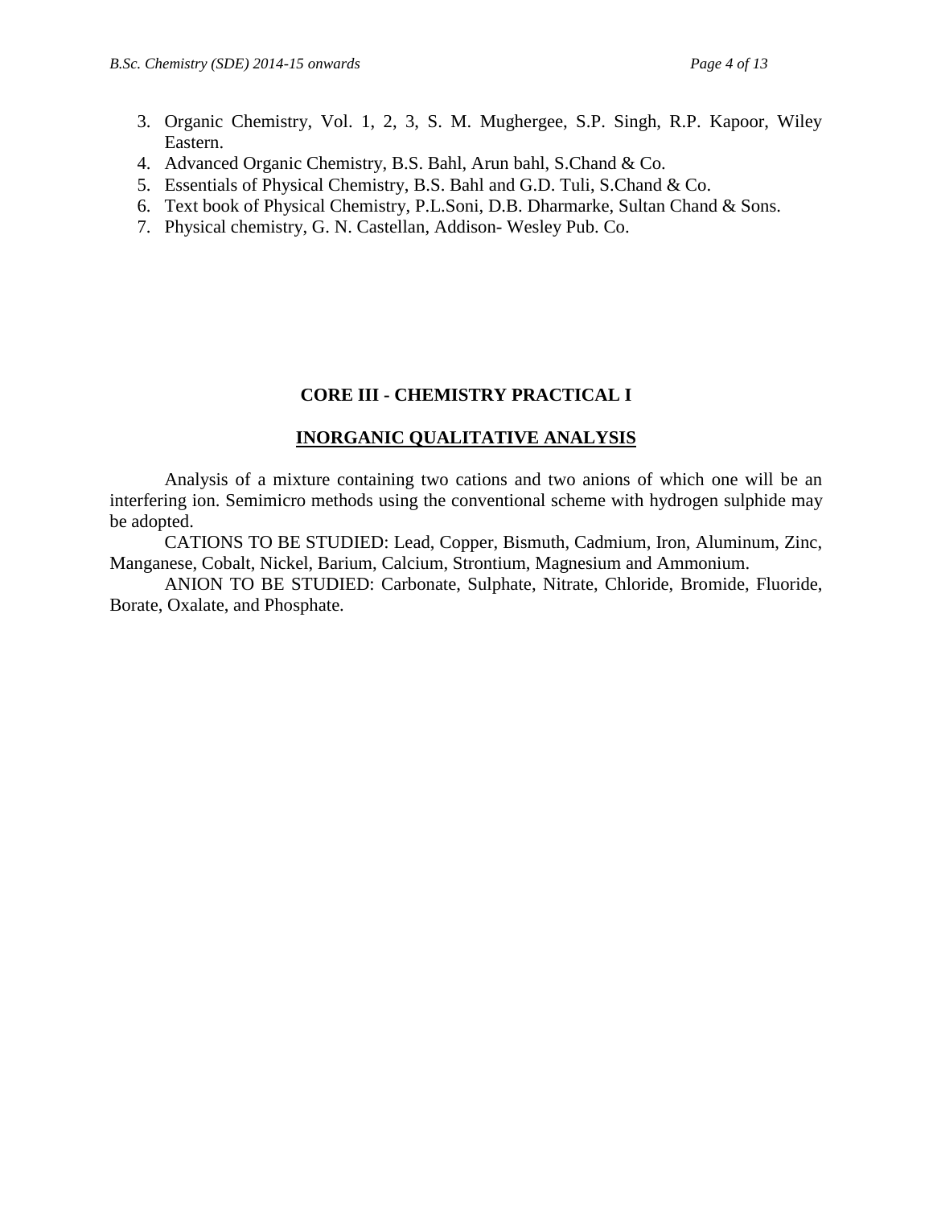3. Organic Chemistry, Vol. 1, 2, 3, S. M. Mughergee, S.P. Singh, R.P. Kapoor, Wiley Eastern.
4. Advanced Organic Chemistry, B.S. Bahl, Arun bahl, S.Chand & Co.
5. Essentials of Physical Chemistry, B.S. Bahl and G.D. Tuli, S.Chand & Co.
6. Text book of Physical Chemistry, P.L.Soni, D.B. Dharmarke, Sultan Chand & Sons.
7. Physical chemistry, G. N. Castellan, Addison- Wesley Pub. Co.

## CORE III - CHEMISTRY PRACTICAL I

### INORGANIC QUALITATIVE ANALYSIS

Analysis of a mixture containing two cations and two anions of which one will be an interfering ion. Semimicro methods using the conventional scheme with hydrogen sulphide may be adopted.

CATIONS TO BE STUDIED: Lead, Copper, Bismuth, Cadmium, Iron, Aluminum, Zinc, Manganese, Cobalt, Nickel, Barium, Calcium, Strontium, Magnesium and Ammonium.

ANION TO BE STUDIED: Carbonate, Sulphate, Nitrate, Chloride, Bromide, Fluoride, Borate, Oxalate, and Phosphate.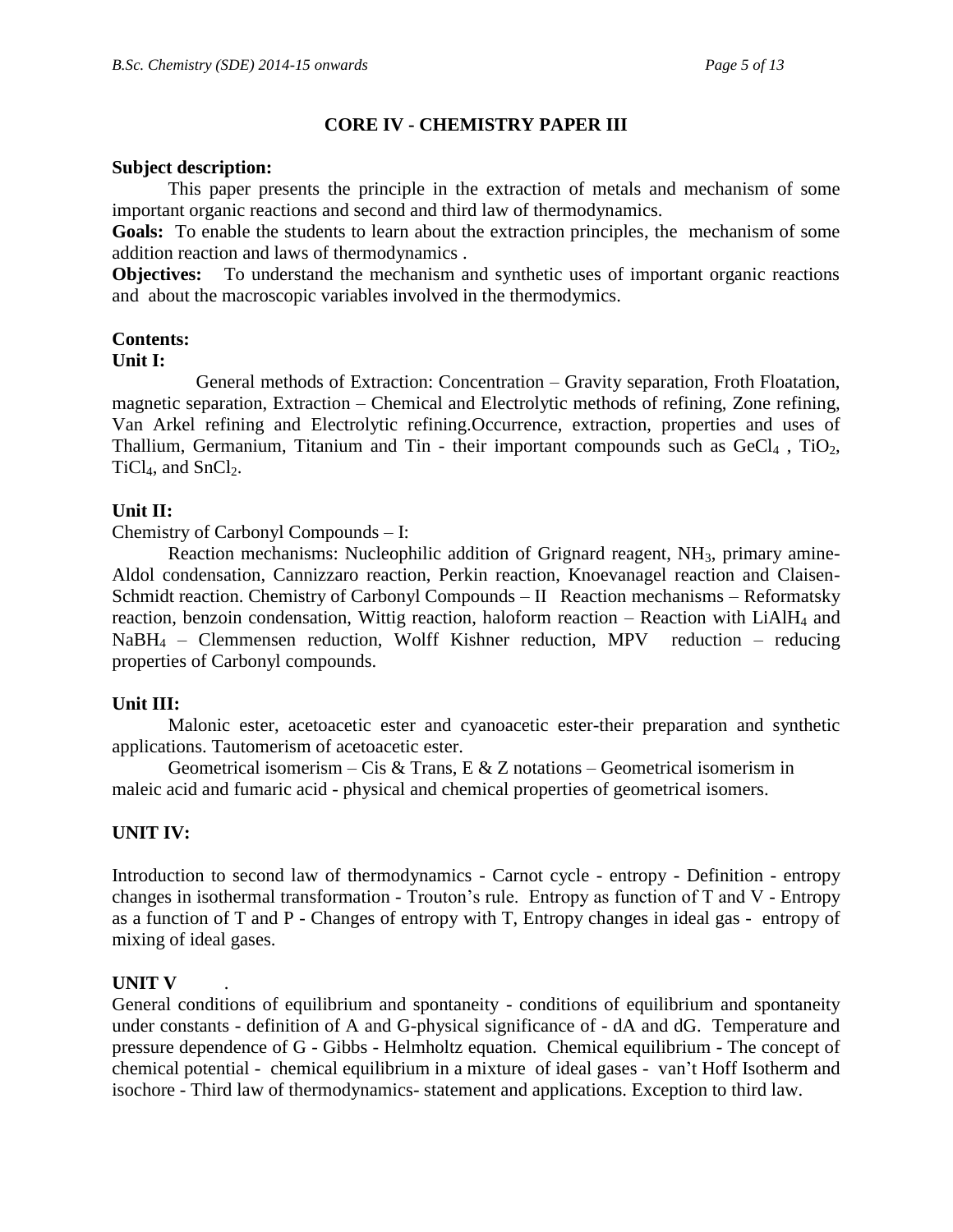## CORE IV - CHEMISTRY PAPER III

**Subject description:**

This paper presents the principle in the extraction of metals and mechanism of some important organic reactions and second and third law of thermodynamics.

**Goals:** To enable the students to learn about the extraction principles, the mechanism of some addition reaction and laws of thermodynamics .

**Objectives:** To understand the mechanism and synthetic uses of important organic reactions and about the macroscopic variables involved in the thermodymics.

**Contents:**

**Unit I:**

General methods of Extraction: Concentration – Gravity separation, Froth Floatation, magnetic separation, Extraction – Chemical and Electrolytic methods of refining, Zone refining, Van Arkel refining and Electrolytic refining.Occurrence, extraction, properties and uses of Thallium, Germanium, Titanium and Tin - their important compounds such as $GeCl_4$ , $TiO_2$, $TiCl_4$, and $SnCl_2$.

**Unit II:**

Chemistry of Carbonyl Compounds – I:

Reaction mechanisms: Nucleophilic addition of Grignard reagent, $NH_3$, primary amine- Aldol condensation, Cannizzaro reaction, Perkin reaction, Knoevanagel reaction and Claisen-Schmidt reaction. Chemistry of Carbonyl Compounds – II Reaction mechanisms – Reformatsky reaction, benzoin condensation, Wittig reaction, haloform reaction – Reaction with $LiAlH_4$ and $NaBH_4$ – Clemmensen reduction, Wolff Kishner reduction, MPV reduction – reducing properties of Carbonyl compounds.

**Unit III:**

Malonic ester, acetoacetic ester and cyanoacetic ester-their preparation and synthetic applications. Tautomerism of acetoacetic ester.

Geometrical isomerism – Cis & Trans, E & Z notations – Geometrical isomerism in maleic acid and fumaric acid - physical and chemical properties of geometrical isomers.

**UNIT IV:**

Introduction to second law of thermodynamics - Carnot cycle - entropy - Definition - entropy changes in isothermal transformation - Trouton's rule. Entropy as function of T and V - Entropy as a function of T and P - Changes of entropy with T, Entropy changes in ideal gas - entropy of mixing of ideal gases.

**UNIT V** .

General conditions of equilibrium and spontaneity - conditions of equilibrium and spontaneity under constants - definition of A and G-physical significance of - dA and dG. Temperature and pressure dependence of G - Gibbs - Helmholtz equation. Chemical equilibrium - The concept of chemical potential - chemical equilibrium in a mixture of ideal gases - van't Hoff Isotherm and isochore - Third law of thermodynamics- statement and applications. Exception to third law.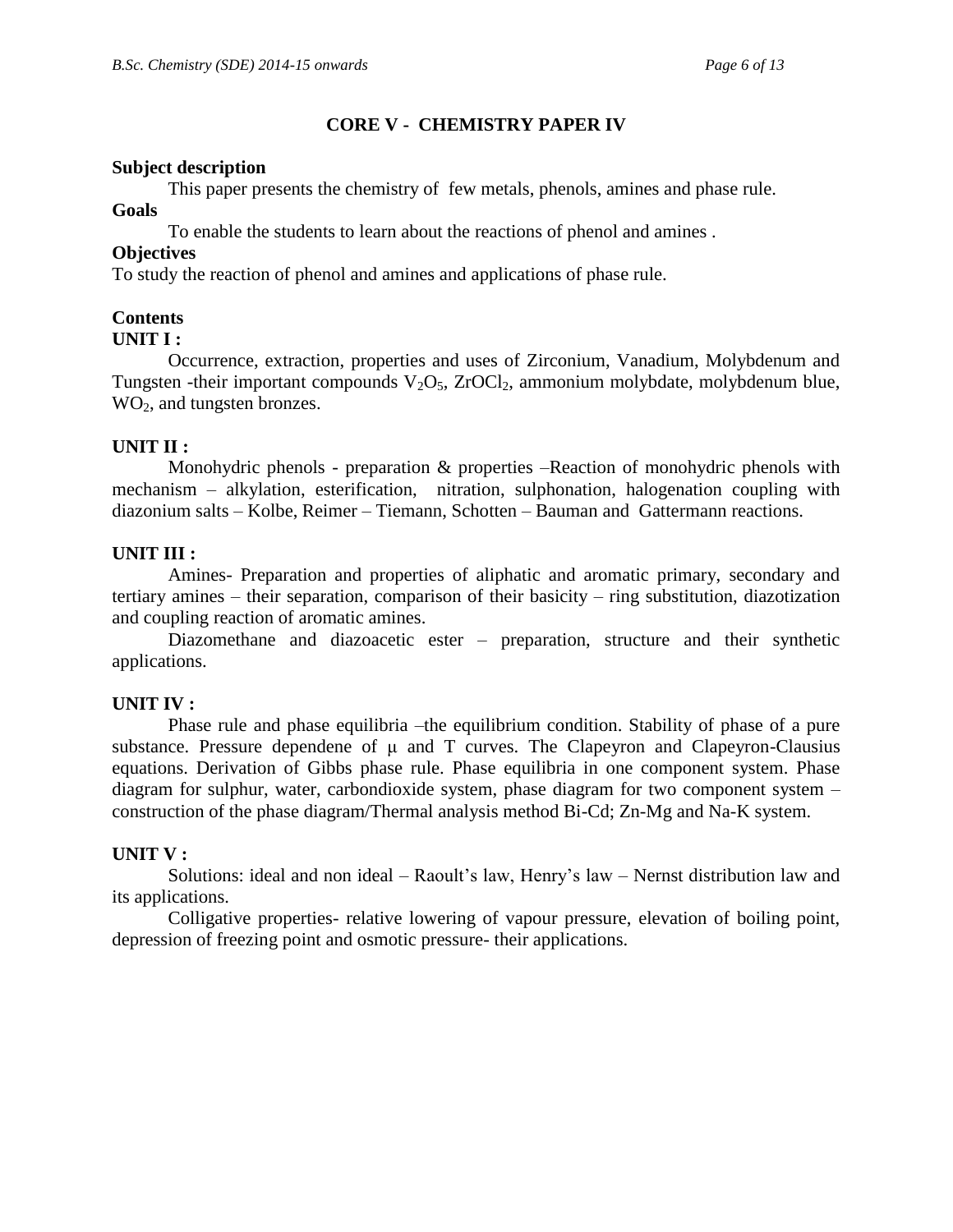## CORE V - CHEMISTRY PAPER IV

**Subject description**

This paper presents the chemistry of few metals, phenols, amines and phase rule.

**Goals**

To enable the students to learn about the reactions of phenol and amines .

**Objectives**

To study the reaction of phenol and amines and applications of phase rule.

**Contents**

**UNIT I :**

Occurrence, extraction, properties and uses of Zirconium, Vanadium, Molybdenum and Tungsten -their important compounds $V_2O_5$, $ZrOCl_2$, ammonium molybdate, molybdenum blue, $WO_2$, and tungsten bronzes.

**UNIT II :**

Monohydric phenols - preparation & properties –Reaction of monohydric phenols with mechanism – alkylation, esterification, nitration, sulphonation, halogenation coupling with diazonium salts – Kolbe, Reimer – Tiemann, Schotten – Bauman and Gattermann reactions.

**UNIT III :**

Amines- Preparation and properties of aliphatic and aromatic primary, secondary and tertiary amines – their separation, comparison of their basicity – ring substitution, diazotization and coupling reaction of aromatic amines.

Diazomethane and diazoacetic ester – preparation, structure and their synthetic applications.

**UNIT IV :**

Phase rule and phase equilibria –the equilibrium condition. Stability of phase of a pure substance. Pressure dependene of $\mu$ and T curves. The Clapeyron and Clapeyron-Clausius equations. Derivation of Gibbs phase rule. Phase equilibria in one component system. Phase diagram for sulphur, water, carbondioxide system, phase diagram for two component system – construction of the phase diagram/Thermal analysis method Bi-Cd; Zn-Mg and Na-K system.

**UNIT V :**

Solutions: ideal and non ideal – Raoult's law, Henry's law – Nernst distribution law and its applications.

Colligative properties- relative lowering of vapour pressure, elevation of boiling point, depression of freezing point and osmotic pressure- their applications.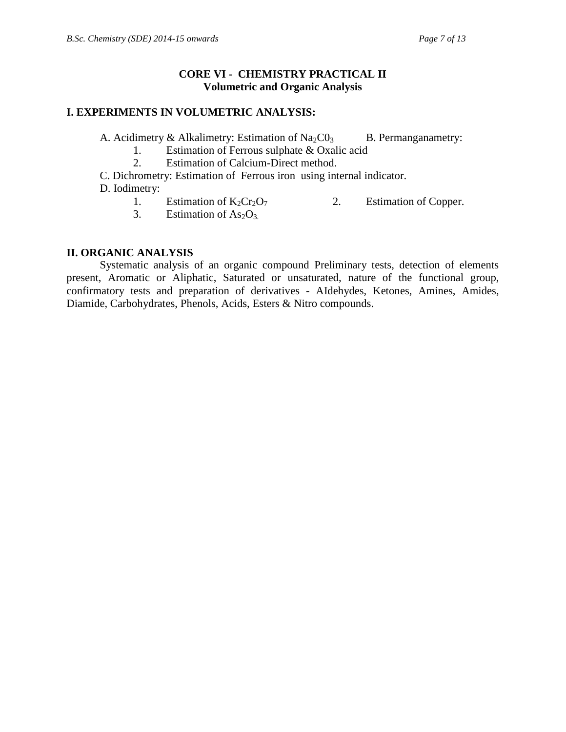## CORE VI - CHEMISTRY PRACTICAL II
### Volumetric and Organic Analysis

**I. EXPERIMENTS IN VOLUMETRIC ANALYSIS:**

A. Acidimetry & Alkalimetry: Estimation of $Na_2C0_3$

B. Permanganametry:
1. Estimation of Ferrous sulphate & Oxalic acid
2. Estimation of Calcium-Direct method.

C. Dichrometry: Estimation of Ferrous iron using internal indicator.

D. Iodimetry:
1. Estimation of $K_2Cr_2O_7$
2. Estimation of Copper.
3. Estimation of $As_2O_3$.

**II. ORGANIC ANALYSIS**

Systematic analysis of an organic compound Preliminary tests, detection of elements present, Aromatic or Aliphatic, Saturated or unsaturated, nature of the functional group, confirmatory tests and preparation of derivatives - AIdehydes, Ketones, Amines, Amides, Diamide, Carbohydrates, Phenols, Acids, Esters & Nitro compounds.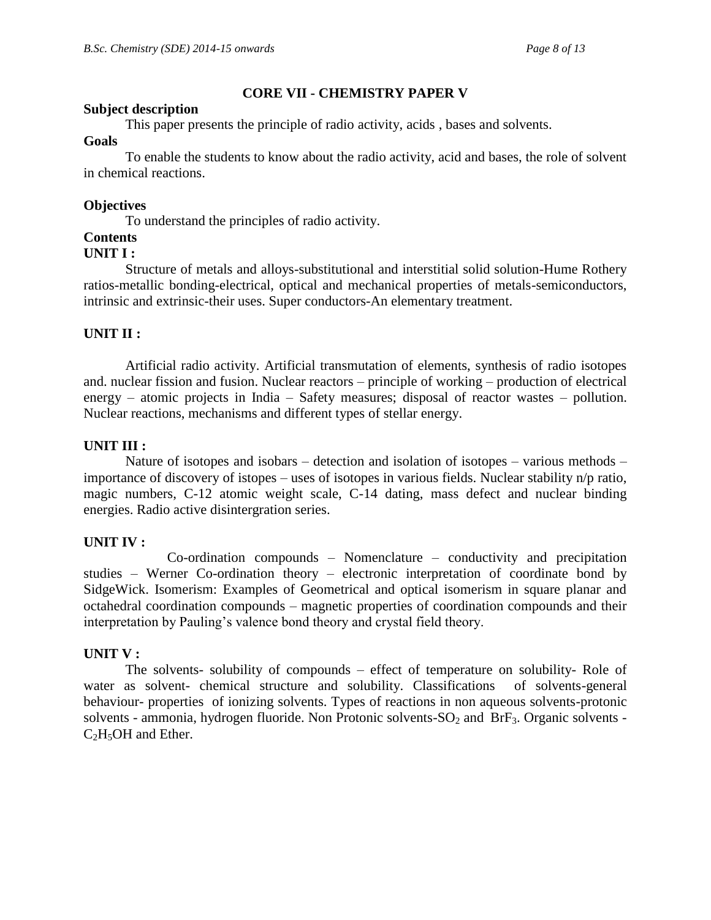## CORE VII - CHEMISTRY PAPER V

**Subject description**

This paper presents the principle of radio activity, acids , bases and solvents.

**Goals**

To enable the students to know about the radio activity, acid and bases, the role of solvent in chemical reactions.

**Objectives**

To understand the principles of radio activity.

**Contents**

**UNIT I :**

Structure of metals and alloys-substitutional and interstitial solid solution-Hume Rothery ratios-metallic bonding-electrical, optical and mechanical properties of metals-semiconductors, intrinsic and extrinsic-their uses. Super conductors-An elementary treatment.

**UNIT II :**

Artificial radio activity. Artificial transmutation of elements, synthesis of radio isotopes and. nuclear fission and fusion. Nuclear reactors – principle of working – production of electrical energy – atomic projects in India – Safety measures; disposal of reactor wastes – pollution. Nuclear reactions, mechanisms and different types of stellar energy.

**UNIT III :**

Nature of isotopes and isobars – detection and isolation of isotopes – various methods – importance of discovery of istopes – uses of isotopes in various fields. Nuclear stability n/p ratio, magic numbers, C-12 atomic weight scale, C-14 dating, mass defect and nuclear binding energies. Radio active disintergration series.

**UNIT IV :**

Co-ordination compounds – Nomenclature – conductivity and precipitation studies – Werner Co-ordination theory – electronic interpretation of coordinate bond by SidgeWick. Isomerism: Examples of Geometrical and optical isomerism in square planar and octahedral coordination compounds – magnetic properties of coordination compounds and their interpretation by Pauling's valence bond theory and crystal field theory.

**UNIT V :**

The solvents- solubility of compounds – effect of temperature on solubility- Role of water as solvent- chemical structure and solubility. Classifications of solvents-general behaviour- properties of ionizing solvents. Types of reactions in non aqueous solvents-protonic solvents - ammonia, hydrogen fluoride. Non Protonic solvents-$SO_2$ and $BrF_3$. Organic solvents - $C_2H_5OH$ and Ether.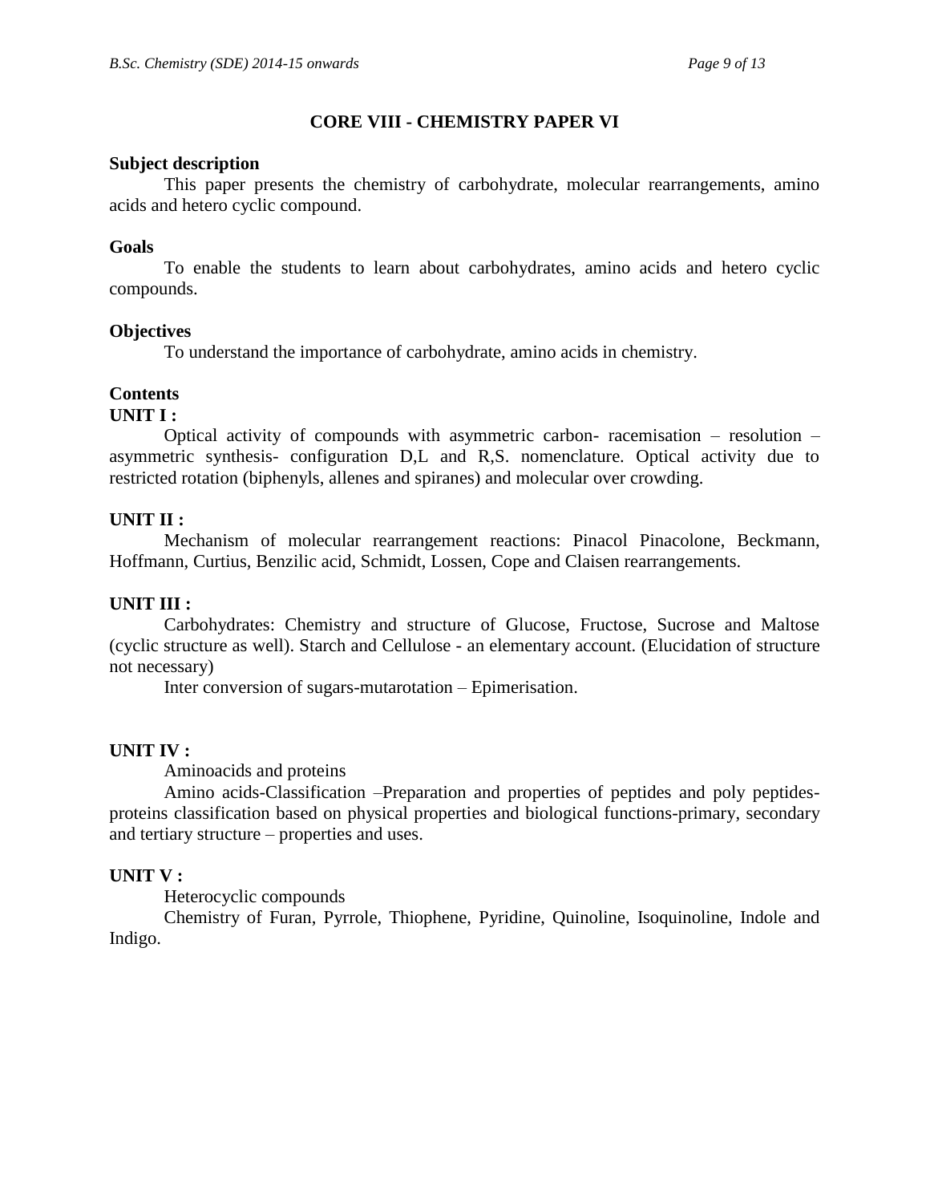## CORE VIII - CHEMISTRY PAPER VI

**Subject description**

This paper presents the chemistry of carbohydrate, molecular rearrangements, amino acids and hetero cyclic compound.

**Goals**

To enable the students to learn about carbohydrates, amino acids and hetero cyclic compounds.

**Objectives**

To understand the importance of carbohydrate, amino acids in chemistry.

**Contents**

**UNIT I :**

Optical activity of compounds with asymmetric carbon- racemisation – resolution – asymmetric synthesis- configuration D,L and R,S. nomenclature. Optical activity due to restricted rotation (biphenyls, allenes and spiranes) and molecular over crowding.

**UNIT II :**

Mechanism of molecular rearrangement reactions: Pinacol Pinacolone, Beckmann, Hoffmann, Curtius, Benzilic acid, Schmidt, Lossen, Cope and Claisen rearrangements.

**UNIT III :**

Carbohydrates: Chemistry and structure of Glucose, Fructose, Sucrose and Maltose (cyclic structure as well). Starch and Cellulose - an elementary account. (Elucidation of structure not necessary)

Inter conversion of sugars-mutarotation – Epimerisation.

**UNIT IV :**

Aminoacids and proteins

Amino acids-Classification –Preparation and properties of peptides and poly peptides-proteins classification based on physical properties and biological functions-primary, secondary and tertiary structure – properties and uses.

**UNIT V :**

Heterocyclic compounds

Chemistry of Furan, Pyrrole, Thiophene, Pyridine, Quinoline, Isoquinoline, Indole and Indigo.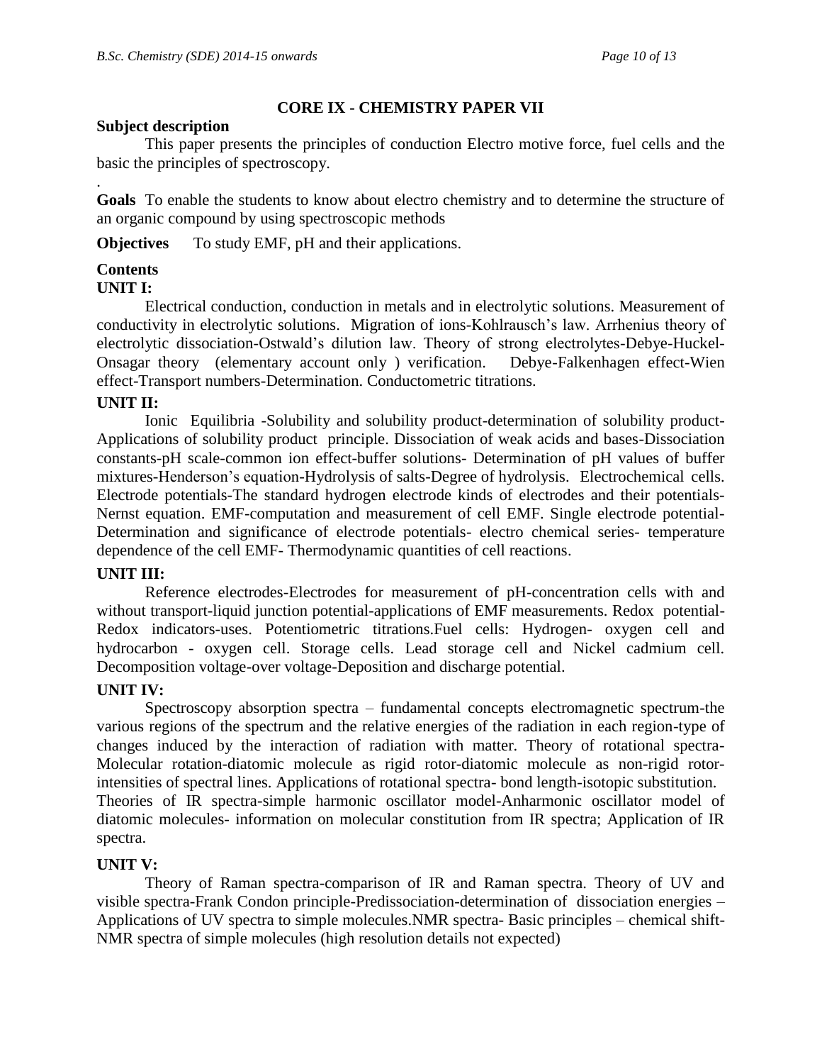## CORE IX - CHEMISTRY PAPER VII

**Subject description**

This paper presents the principles of conduction Electro motive force, fuel cells and the basic the principles of spectroscopy.

.

**Goals** To enable the students to know about electro chemistry and to determine the structure of an organic compound by using spectroscopic methods

**Objectives** To study EMF, pH and their applications.

**Contents**

**UNIT I:**

Electrical conduction, conduction in metals and in electrolytic solutions. Measurement of conductivity in electrolytic solutions. Migration of ions-Kohlrausch's law. Arrhenius theory of electrolytic dissociation-Ostwald's dilution law. Theory of strong electrolytes-Debye-Huckel-Onsagar theory (elementary account only ) verification. Debye-Falkenhagen effect-Wien effect-Transport numbers-Determination. Conductometric titrations.

**UNIT II:**

Ionic Equilibria -Solubility and solubility product-determination of solubility product-Applications of solubility product principle. Dissociation of weak acids and bases-Dissociation constants-pH scale-common ion effect-buffer solutions- Determination of pH values of buffer mixtures-Henderson's equation-Hydrolysis of salts-Degree of hydrolysis. Electrochemical cells. Electrode potentials-The standard hydrogen electrode kinds of electrodes and their potentials-Nernst equation. EMF-computation and measurement of cell EMF. Single electrode potential-Determination and significance of electrode potentials- electro chemical series- temperature dependence of the cell EMF- Thermodynamic quantities of cell reactions.

**UNIT III:**

Reference electrodes-Electrodes for measurement of pH-concentration cells with and without transport-liquid junction potential-applications of EMF measurements. Redox potential-Redox indicators-uses. Potentiometric titrations.Fuel cells: Hydrogen- oxygen cell and hydrocarbon - oxygen cell. Storage cells. Lead storage cell and Nickel cadmium cell. Decomposition voltage-over voltage-Deposition and discharge potential.

**UNIT IV:**

Spectroscopy absorption spectra – fundamental concepts electromagnetic spectrum-the various regions of the spectrum and the relative energies of the radiation in each region-type of changes induced by the interaction of radiation with matter. Theory of rotational spectra-Molecular rotation-diatomic molecule as rigid rotor-diatomic molecule as non-rigid rotor-intensities of spectral lines. Applications of rotational spectra- bond length-isotopic substitution.
Theories of IR spectra-simple harmonic oscillator model-Anharmonic oscillator model of diatomic molecules- information on molecular constitution from IR spectra; Application of IR spectra.

**UNIT V:**

Theory of Raman spectra-comparison of IR and Raman spectra. Theory of UV and visible spectra-Frank Condon principle-Predissociation-determination of dissociation energies – Applications of UV spectra to simple molecules.NMR spectra- Basic principles – chemical shift-NMR spectra of simple molecules (high resolution details not expected)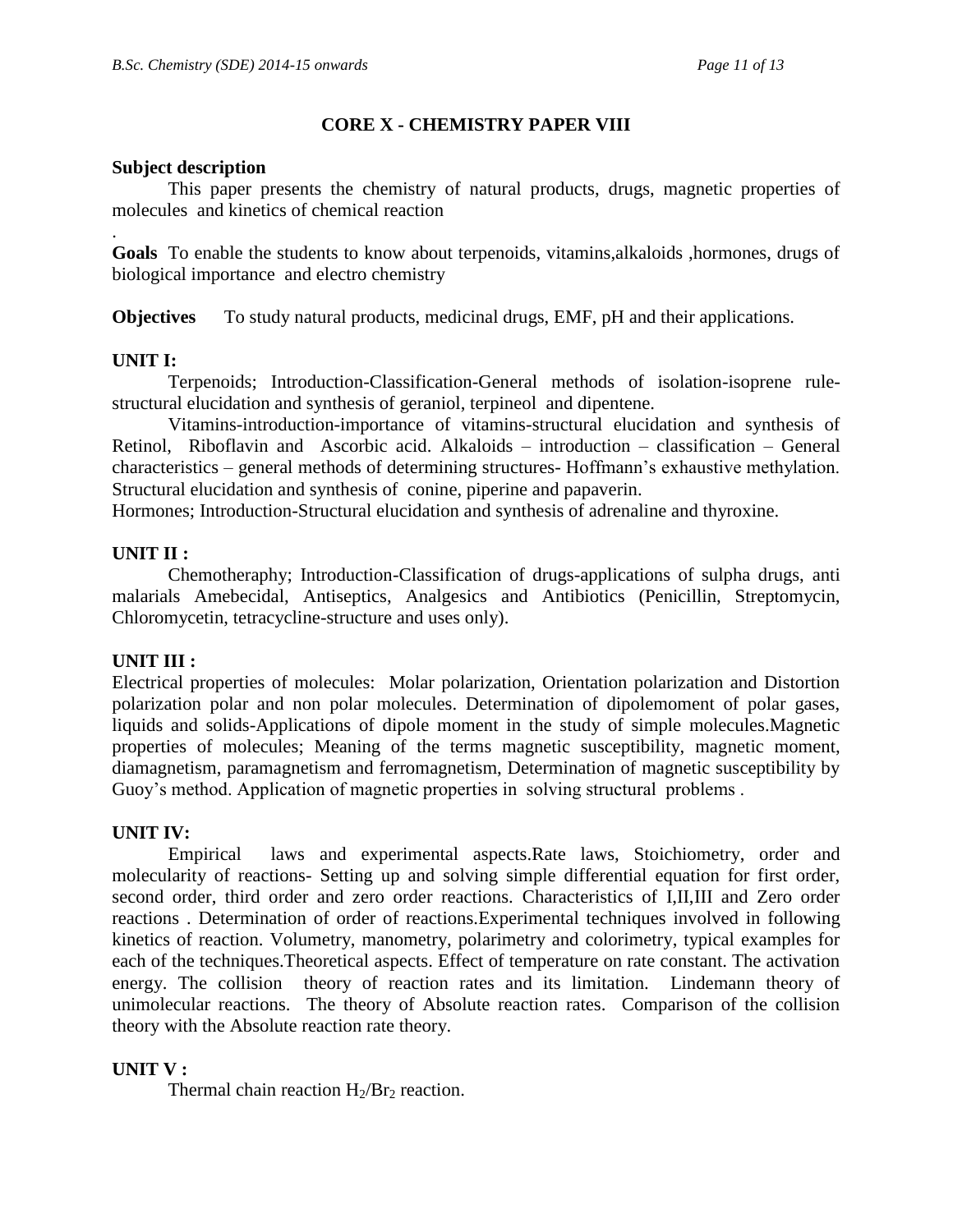## CORE X - CHEMISTRY PAPER VIII

**Subject description**

This paper presents the chemistry of natural products, drugs, magnetic properties of molecules and kinetics of chemical reaction

.

**Goals** To enable the students to know about terpenoids, vitamins,alkaloids ,hormones, drugs of biological importance and electro chemistry

**Objectives** To study natural products, medicinal drugs, EMF, pH and their applications.

**UNIT I:**

Terpenoids; Introduction-Classification-General methods of isolation-isoprene rule-structural elucidation and synthesis of geraniol, terpineol and dipentene.

Vitamins-introduction-importance of vitamins-structural elucidation and synthesis of Retinol, Riboflavin and Ascorbic acid. Alkaloids – introduction – classification – General characteristics – general methods of determining structures- Hoffmann's exhaustive methylation. Structural elucidation and synthesis of conine, piperine and papaverin.

Hormones; Introduction-Structural elucidation and synthesis of adrenaline and thyroxine.

**UNIT II :**

Chemotheraphy; Introduction-Classification of drugs-applications of sulpha drugs, anti malarials Amebecidal, Antiseptics, Analgesics and Antibiotics (Penicillin, Streptomycin, Chloromycetin, tetracycline-structure and uses only).

**UNIT III :**

Electrical properties of molecules: Molar polarization, Orientation polarization and Distortion polarization polar and non polar molecules. Determination of dipolemoment of polar gases, liquids and solids-Applications of dipole moment in the study of simple molecules.Magnetic properties of molecules; Meaning of the terms magnetic susceptibility, magnetic moment, diamagnetism, paramagnetism and ferromagnetism, Determination of magnetic susceptibility by Guoy's method. Application of magnetic properties in solving structural problems .

**UNIT IV:**

Empirical laws and experimental aspects.Rate laws, Stoichiometry, order and molecularity of reactions- Setting up and solving simple differential equation for first order, second order, third order and zero order reactions. Characteristics of I,II,III and Zero order reactions . Determination of order of reactions.Experimental techniques involved in following kinetics of reaction. Volumetry, manometry, polarimetry and colorimetry, typical examples for each of the techniques.Theoretical aspects. Effect of temperature on rate constant. The activation energy. The collision theory of reaction rates and its limitation. Lindemann theory of unimolecular reactions. The theory of Absolute reaction rates. Comparison of the collision theory with the Absolute reaction rate theory.

**UNIT V :**

Thermal chain reaction $H_2/Br_2$ reaction.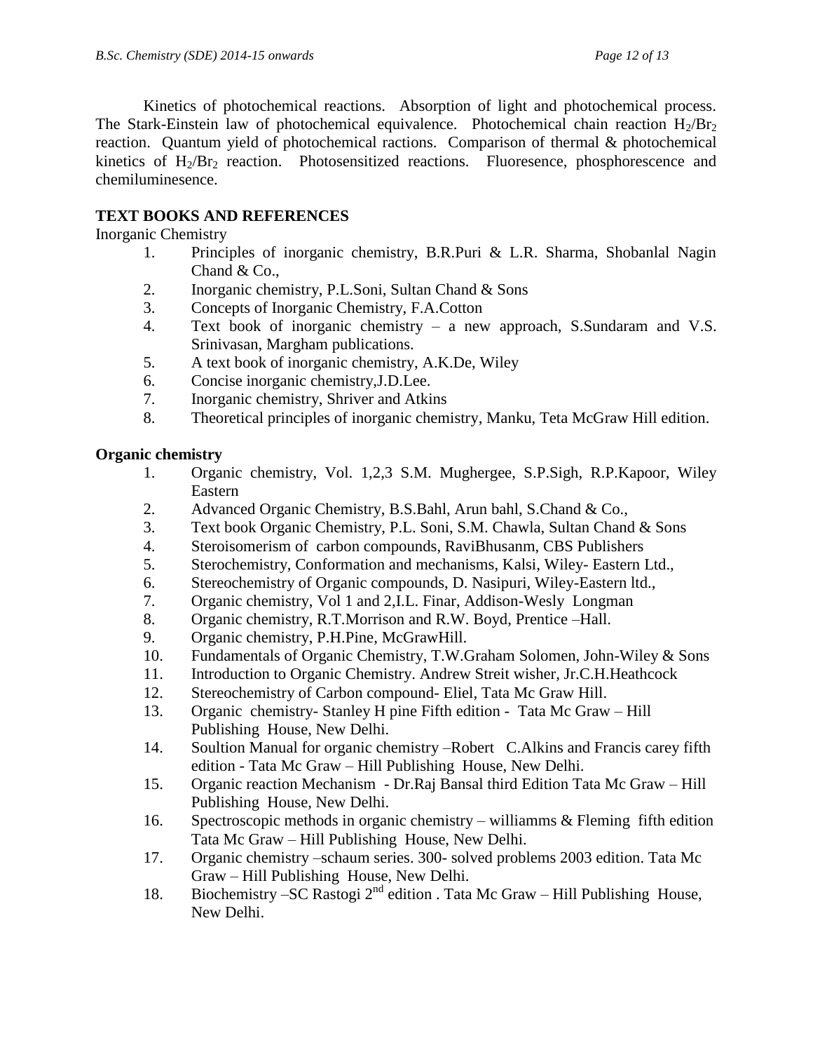Kinetics of photochemical reactions. Absorption of light and photochemical process. The Stark-Einstein law of photochemical equivalence. Photochemical chain reaction $H_2/Br_2$ reaction. Quantum yield of photochemical ractions. Comparison of thermal & photochemical kinetics of $H_2/Br_2$ reaction. Photosensitized reactions. Fluoresence, phosphorescence and chemiluminesence.

## TEXT BOOKS AND REFERENCES

Inorganic Chemistry

1. Principles of inorganic chemistry, B.R.Puri & L.R. Sharma, Shobanlal Nagin Chand & Co.,
2. Inorganic chemistry, P.L.Soni, Sultan Chand & Sons
3. Concepts of Inorganic Chemistry, F.A.Cotton
4. Text book of inorganic chemistry – a new approach, S.Sundaram and V.S. Srinivasan, Margham publications.
5. A text book of inorganic chemistry, A.K.De, Wiley
6. Concise inorganic chemistry,J.D.Lee.
7. Inorganic chemistry, Shriver and Atkins
8. Theoretical principles of inorganic chemistry, Manku, Teta McGraw Hill edition.

**Organic chemistry**

1. Organic chemistry, Vol. 1,2,3 S.M. Mughergee, S.P.Sigh, R.P.Kapoor, Wiley Eastern
2. Advanced Organic Chemistry, B.S.Bahl, Arun bahl, S.Chand & Co.,
3. Text book Organic Chemistry, P.L. Soni, S.M. Chawla, Sultan Chand & Sons
4. Steroisomerism of carbon compounds, RaviBhusanm, CBS Publishers
5. Sterochemistry, Conformation and mechanisms, Kalsi, Wiley- Eastern Ltd.,
6. Stereochemistry of Organic compounds, D. Nasipuri, Wiley-Eastern ltd.,
7. Organic chemistry, Vol 1 and 2,I.L. Finar, Addison-Wesly Longman
8. Organic chemistry, R.T.Morrison and R.W. Boyd, Prentice –Hall.
9. Organic chemistry, P.H.Pine, McGrawHill.
10. Fundamentals of Organic Chemistry, T.W.Graham Solomen, John-Wiley & Sons
11. Introduction to Organic Chemistry. Andrew Streit wisher, Jr.C.H.Heathcock
12. Stereochemistry of Carbon compound- Eliel, Tata Mc Graw Hill.
13. Organic chemistry- Stanley H pine Fifth edition - Tata Mc Graw – Hill Publishing House, New Delhi.
14. Soultion Manual for organic chemistry –Robert C.Alkins and Francis carey fifth edition - Tata Mc Graw – Hill Publishing House, New Delhi.
15. Organic reaction Mechanism - Dr.Raj Bansal third Edition Tata Mc Graw – Hill Publishing House, New Delhi.
16. Spectroscopic methods in organic chemistry – williamms & Fleming fifth edition Tata Mc Graw – Hill Publishing House, New Delhi.
17. Organic chemistry –schaum series. 300- solved problems 2003 edition. Tata Mc Graw – Hill Publishing House, New Delhi.
18. Biochemistry –SC Rastogi 2nd edition . Tata Mc Graw – Hill Publishing House, New Delhi.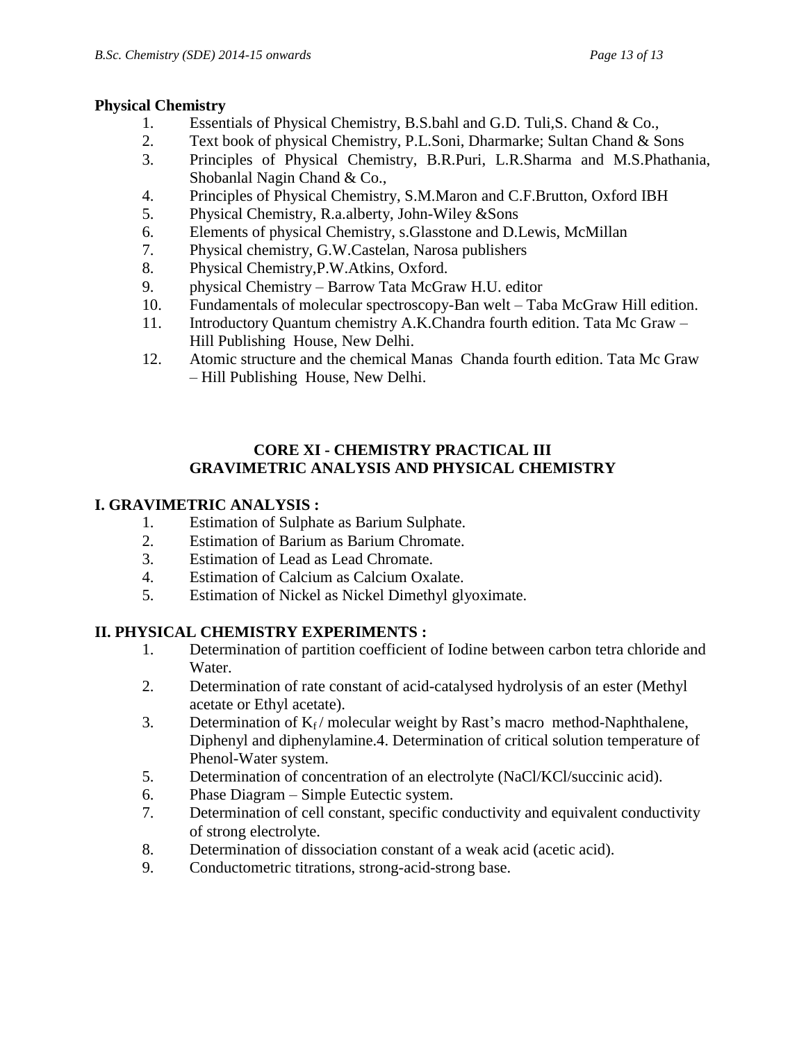**Physical Chemistry**

1. Essentials of Physical Chemistry, B.S.bahl and G.D. Tuli,S. Chand & Co.,
2. Text book of physical Chemistry, P.L.Soni, Dharmarke; Sultan Chand & Sons
3. Principles of Physical Chemistry, B.R.Puri, L.R.Sharma and M.S.Phathania, Shobanlal Nagin Chand & Co.,
4. Principles of Physical Chemistry, S.M.Maron and C.F.Brutton, Oxford IBH
5. Physical Chemistry, R.a.alberty, John-Wiley &Sons
6. Elements of physical Chemistry, s.Glasstone and D.Lewis, McMillan
7. Physical chemistry, G.W.Castelan, Narosa publishers
8. Physical Chemistry,P.W.Atkins, Oxford.
9. physical Chemistry – Barrow Tata McGraw H.U. editor
10. Fundamentals of molecular spectroscopy-Ban welt – Taba McGraw Hill edition.
11. Introductory Quantum chemistry A.K.Chandra fourth edition. Tata Mc Graw – Hill Publishing House, New Delhi.
12. Atomic structure and the chemical Manas Chanda fourth edition. Tata Mc Graw – Hill Publishing House, New Delhi.

## CORE XI - CHEMISTRY PRACTICAL III
## GRAVIMETRIC ANALYSIS AND PHYSICAL CHEMISTRY

### I. GRAVIMETRIC ANALYSIS :

1. Estimation of Sulphate as Barium Sulphate.
2. Estimation of Barium as Barium Chromate.
3. Estimation of Lead as Lead Chromate.
4. Estimation of Calcium as Calcium Oxalate.
5. Estimation of Nickel as Nickel Dimethyl glyoximate.

### II. PHYSICAL CHEMISTRY EXPERIMENTS :

1. Determination of partition coefficient of Iodine between carbon tetra chloride and Water.
2. Determination of rate constant of acid-catalysed hydrolysis of an ester (Methyl acetate or Ethyl acetate).
3. Determination of $K_f$ / molecular weight by Rast's macro method-Naphthalene, Diphenyl and diphenylamine.4. Determination of critical solution temperature of Phenol-Water system.
5. Determination of concentration of an electrolyte (NaCl/KCl/succinic acid).
6. Phase Diagram – Simple Eutectic system.
7. Determination of cell constant, specific conductivity and equivalent conductivity of strong electrolyte.
8. Determination of dissociation constant of a weak acid (acetic acid).
9. Conductometric titrations, strong-acid-strong base.